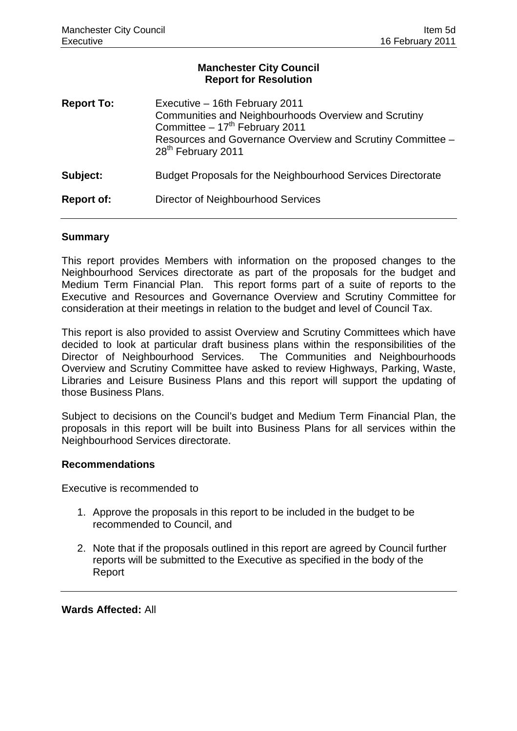**Manchester City Council**
**Report for Resolution**

| | |
|---|---|
| **Report To:** | Executive – 16th February 2011<br>Communities and Neighbourhoods Overview and Scrutiny Committee – 17th February 2011<br>Resources and Governance Overview and Scrutiny Committee – 28th February 2011 |
| **Subject:** | Budget Proposals for the Neighbourhood Services Directorate |
| **Report of:** | Director of Neighbourhood Services |

## Summary

This report provides Members with information on the proposed changes to the Neighbourhood Services directorate as part of the proposals for the budget and Medium Term Financial Plan. This report forms part of a suite of reports to the Executive and Resources and Governance Overview and Scrutiny Committee for consideration at their meetings in relation to the budget and level of Council Tax.

This report is also provided to assist Overview and Scrutiny Committees which have decided to look at particular draft business plans within the responsibilities of the Director of Neighbourhood Services. The Communities and Neighbourhoods Overview and Scrutiny Committee have asked to review Highways, Parking, Waste, Libraries and Leisure Business Plans and this report will support the updating of those Business Plans.

Subject to decisions on the Council's budget and Medium Term Financial Plan, the proposals in this report will be built into Business Plans for all services within the Neighbourhood Services directorate.

## Recommendations

Executive is recommended to

1. Approve the proposals in this report to be included in the budget to be recommended to Council, and
2. Note that if the proposals outlined in this report are agreed by Council further reports will be submitted to the Executive as specified in the body of the Report

**Wards Affected:** All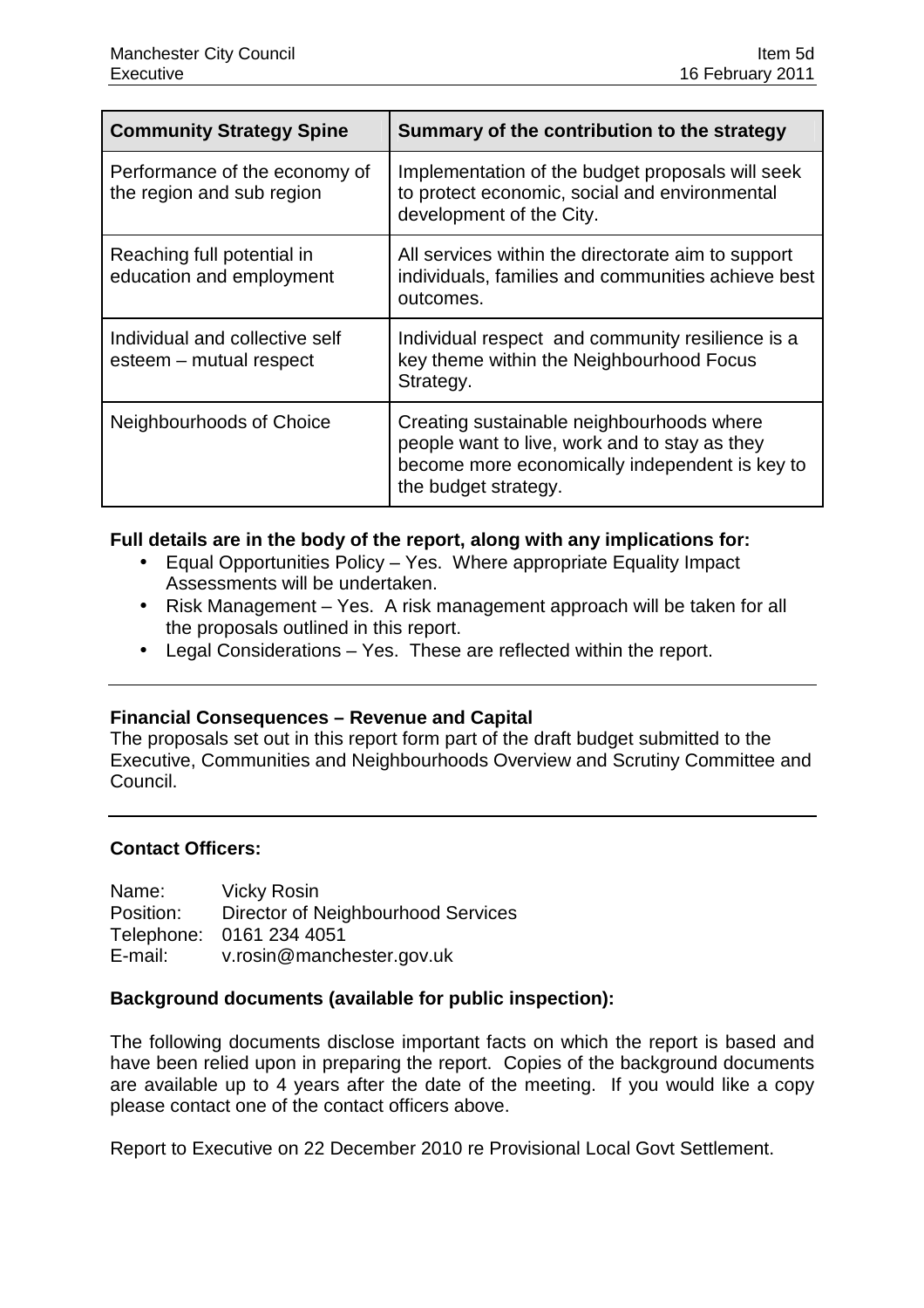| Community Strategy Spine | Summary of the contribution to the strategy |
|---|---|
| Performance of the economy of the region and sub region | Implementation of the budget proposals will seek to protect economic, social and environmental development of the City. |
| Reaching full potential in education and employment | All services within the directorate aim to support individuals, families and communities achieve best outcomes. |
| Individual and collective self esteem – mutual respect | Individual respect and community resilience is a key theme within the Neighbourhood Focus Strategy. |
| Neighbourhoods of Choice | Creating sustainable neighbourhoods where people want to live, work and to stay as they become more economically independent is key to the budget strategy. |

**Full details are in the body of the report, along with any implications for:**

- Equal Opportunities Policy – Yes. Where appropriate Equality Impact Assessments will be undertaken.
- Risk Management – Yes. A risk management approach will be taken for all the proposals outlined in this report.
- Legal Considerations – Yes. These are reflected within the report.

---

**Financial Consequences – Revenue and Capital**

The proposals set out in this report form part of the draft budget submitted to the Executive, Communities and Neighbourhoods Overview and Scrutiny Committee and Council.

---

**Contact Officers:**

Name: Vicky Rosin
Position: Director of Neighbourhood Services
Telephone: 0161 234 4051
E-mail: v.rosin@manchester.gov.uk

**Background documents (available for public inspection):**

The following documents disclose important facts on which the report is based and have been relied upon in preparing the report. Copies of the background documents are available up to 4 years after the date of the meeting. If you would like a copy please contact one of the contact officers above.

Report to Executive on 22 December 2010 re Provisional Local Govt Settlement.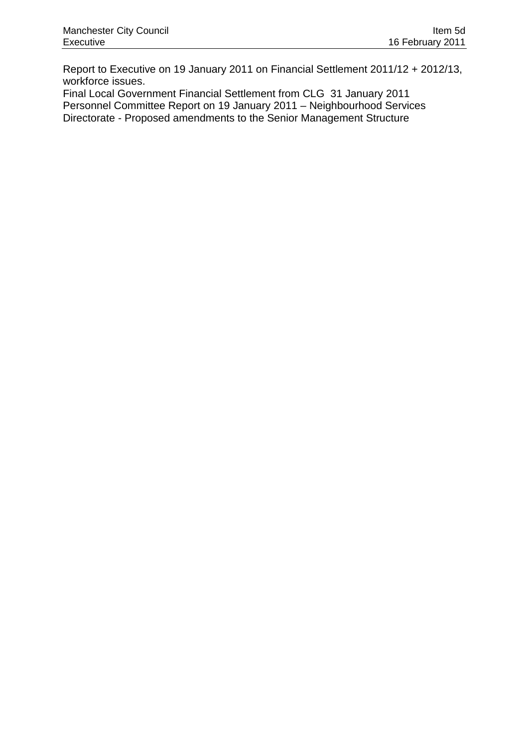Report to Executive on 19 January 2011 on Financial Settlement 2011/12 + 2012/13, workforce issues.
Final Local Government Financial Settlement from CLG 31 January 2011
Personnel Committee Report on 19 January 2011 – Neighbourhood Services Directorate - Proposed amendments to the Senior Management Structure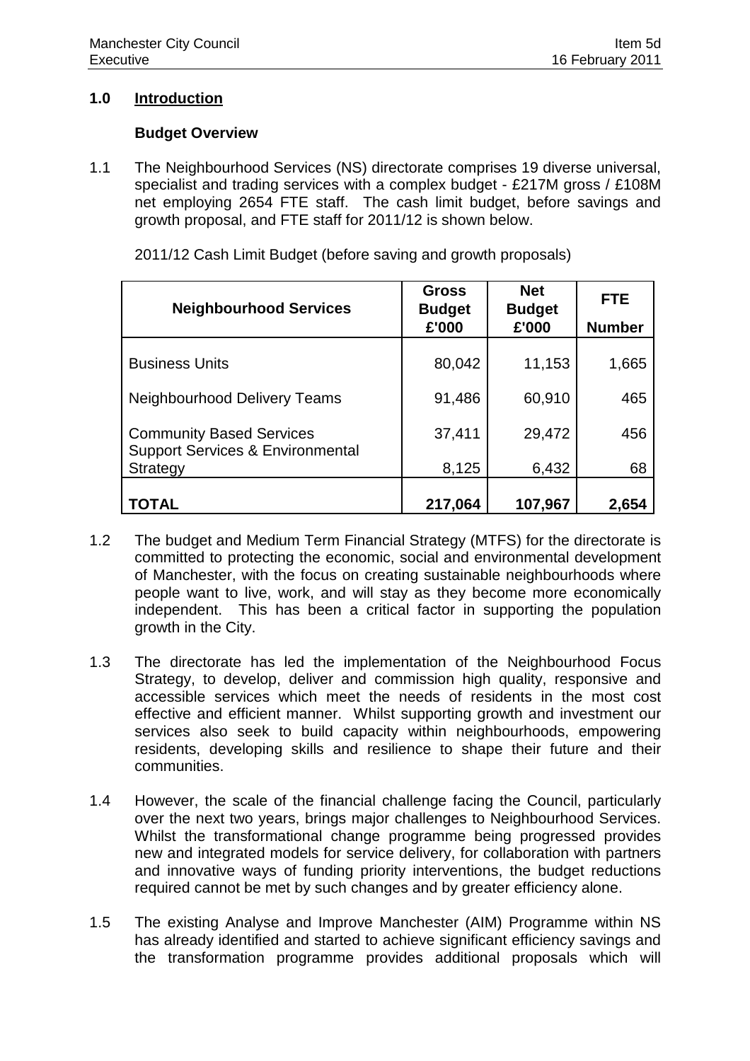## 1.0 Introduction

### Budget Overview

1.1 The Neighbourhood Services (NS) directorate comprises 19 diverse universal, specialist and trading services with a complex budget - £217M gross / £108M net employing 2654 FTE staff. The cash limit budget, before savings and growth proposal, and FTE staff for 2011/12 is shown below.

2011/12 Cash Limit Budget (before saving and growth proposals)

| Neighbourhood Services | Gross Budget £'000 | Net Budget £'000 | FTE Number |
|---|---|---|---|
| Business Units | 80,042 | 11,153 | 1,665 |
| Neighbourhood Delivery Teams | 91,486 | 60,910 | 465 |
| Community Based Services | 37,411 | 29,472 | 456 |
| Support Services & Environmental Strategy | 8,125 | 6,432 | 68 |
| **TOTAL** | **217,064** | **107,967** | **2,654** |

1.2 The budget and Medium Term Financial Strategy (MTFS) for the directorate is committed to protecting the economic, social and environmental development of Manchester, with the focus on creating sustainable neighbourhoods where people want to live, work, and will stay as they become more economically independent. This has been a critical factor in supporting the population growth in the City.

1.3 The directorate has led the implementation of the Neighbourhood Focus Strategy, to develop, deliver and commission high quality, responsive and accessible services which meet the needs of residents in the most cost effective and efficient manner. Whilst supporting growth and investment our services also seek to build capacity within neighbourhoods, empowering residents, developing skills and resilience to shape their future and their communities.

1.4 However, the scale of the financial challenge facing the Council, particularly over the next two years, brings major challenges to Neighbourhood Services. Whilst the transformational change programme being progressed provides new and integrated models for service delivery, for collaboration with partners and innovative ways of funding priority interventions, the budget reductions required cannot be met by such changes and by greater efficiency alone.

1.5 The existing Analyse and Improve Manchester (AIM) Programme within NS has already identified and started to achieve significant efficiency savings and the transformation programme provides additional proposals which will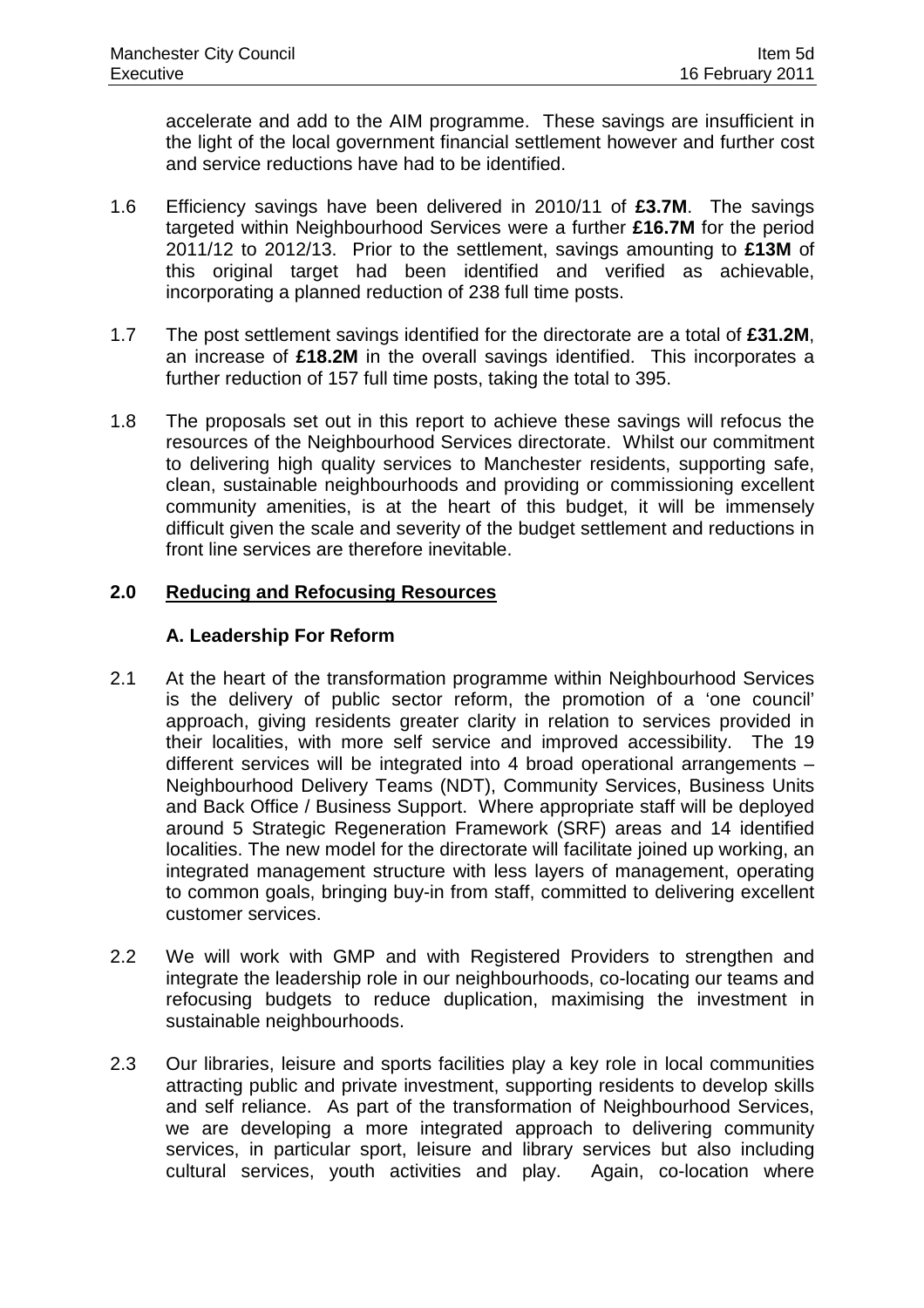accelerate and add to the AIM programme. These savings are insufficient in the light of the local government financial settlement however and further cost and service reductions have had to be identified.

1.6 Efficiency savings have been delivered in 2010/11 of **£3.7M**. The savings targeted within Neighbourhood Services were a further **£16.7M** for the period 2011/12 to 2012/13. Prior to the settlement, savings amounting to **£13M** of this original target had been identified and verified as achievable, incorporating a planned reduction of 238 full time posts.

1.7 The post settlement savings identified for the directorate are a total of **£31.2M**, an increase of **£18.2M** in the overall savings identified. This incorporates a further reduction of 157 full time posts, taking the total to 395.

1.8 The proposals set out in this report to achieve these savings will refocus the resources of the Neighbourhood Services directorate. Whilst our commitment to delivering high quality services to Manchester residents, supporting safe, clean, sustainable neighbourhoods and providing or commissioning excellent community amenities, is at the heart of this budget, it will be immensely difficult given the scale and severity of the budget settlement and reductions in front line services are therefore inevitable.

## 2.0 Reducing and Refocusing Resources

### A. Leadership For Reform

2.1 At the heart of the transformation programme within Neighbourhood Services is the delivery of public sector reform, the promotion of a 'one council' approach, giving residents greater clarity in relation to services provided in their localities, with more self service and improved accessibility. The 19 different services will be integrated into 4 broad operational arrangements – Neighbourhood Delivery Teams (NDT), Community Services, Business Units and Back Office / Business Support. Where appropriate staff will be deployed around 5 Strategic Regeneration Framework (SRF) areas and 14 identified localities. The new model for the directorate will facilitate joined up working, an integrated management structure with less layers of management, operating to common goals, bringing buy-in from staff, committed to delivering excellent customer services.

2.2 We will work with GMP and with Registered Providers to strengthen and integrate the leadership role in our neighbourhoods, co-locating our teams and refocusing budgets to reduce duplication, maximising the investment in sustainable neighbourhoods.

2.3 Our libraries, leisure and sports facilities play a key role in local communities attracting public and private investment, supporting residents to develop skills and self reliance. As part of the transformation of Neighbourhood Services, we are developing a more integrated approach to delivering community services, in particular sport, leisure and library services but also including cultural services, youth activities and play. Again, co-location where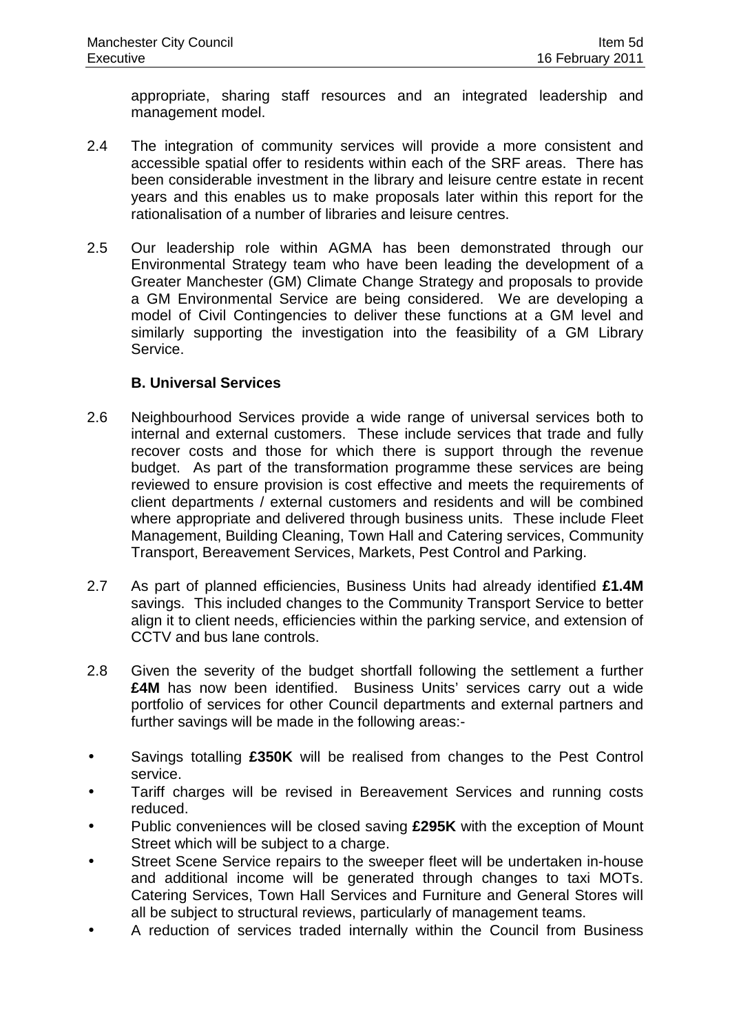appropriate, sharing staff resources and an integrated leadership and management model.

2.4 The integration of community services will provide a more consistent and accessible spatial offer to residents within each of the SRF areas. There has been considerable investment in the library and leisure centre estate in recent years and this enables us to make proposals later within this report for the rationalisation of a number of libraries and leisure centres.

2.5 Our leadership role within AGMA has been demonstrated through our Environmental Strategy team who have been leading the development of a Greater Manchester (GM) Climate Change Strategy and proposals to provide a GM Environmental Service are being considered. We are developing a model of Civil Contingencies to deliver these functions at a GM level and similarly supporting the investigation into the feasibility of a GM Library Service.

### B. Universal Services

2.6 Neighbourhood Services provide a wide range of universal services both to internal and external customers. These include services that trade and fully recover costs and those for which there is support through the revenue budget. As part of the transformation programme these services are being reviewed to ensure provision is cost effective and meets the requirements of client departments / external customers and residents and will be combined where appropriate and delivered through business units. These include Fleet Management, Building Cleaning, Town Hall and Catering services, Community Transport, Bereavement Services, Markets, Pest Control and Parking.

2.7 As part of planned efficiencies, Business Units had already identified **£1.4M** savings. This included changes to the Community Transport Service to better align it to client needs, efficiencies within the parking service, and extension of CCTV and bus lane controls.

2.8 Given the severity of the budget shortfall following the settlement a further **£4M** has now been identified. Business Units' services carry out a wide portfolio of services for other Council departments and external partners and further savings will be made in the following areas:-

- Savings totalling **£350K** will be realised from changes to the Pest Control service.
- Tariff charges will be revised in Bereavement Services and running costs reduced.
- Public conveniences will be closed saving **£295K** with the exception of Mount Street which will be subject to a charge.
- Street Scene Service repairs to the sweeper fleet will be undertaken in-house and additional income will be generated through changes to taxi MOTs. Catering Services, Town Hall Services and Furniture and General Stores will all be subject to structural reviews, particularly of management teams.
- A reduction of services traded internally within the Council from Business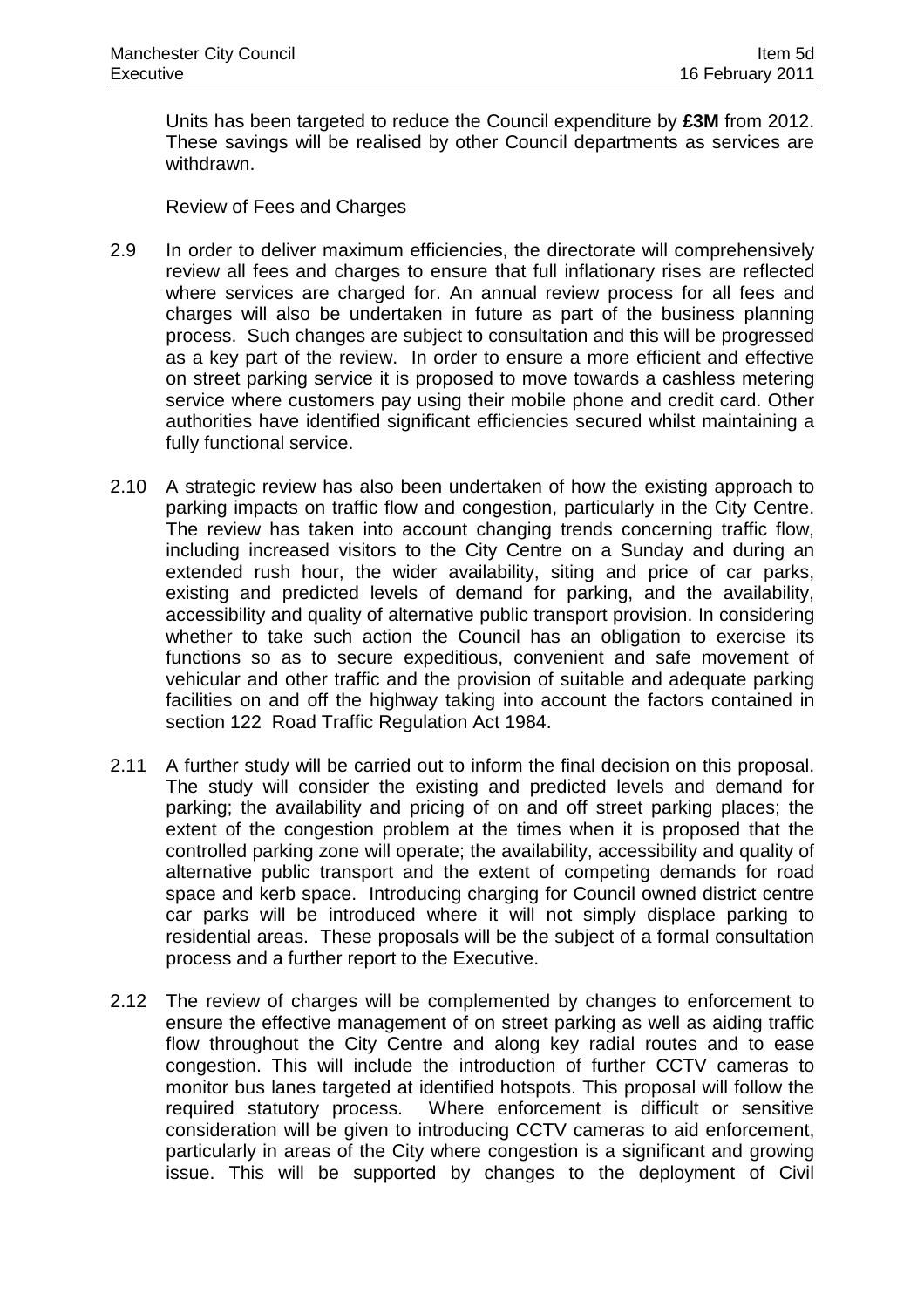Units has been targeted to reduce the Council expenditure by **£3M** from 2012. These savings will be realised by other Council departments as services are withdrawn.

Review of Fees and Charges

2.9 In order to deliver maximum efficiencies, the directorate will comprehensively review all fees and charges to ensure that full inflationary rises are reflected where services are charged for. An annual review process for all fees and charges will also be undertaken in future as part of the business planning process. Such changes are subject to consultation and this will be progressed as a key part of the review. In order to ensure a more efficient and effective on street parking service it is proposed to move towards a cashless metering service where customers pay using their mobile phone and credit card. Other authorities have identified significant efficiencies secured whilst maintaining a fully functional service.

2.10 A strategic review has also been undertaken of how the existing approach to parking impacts on traffic flow and congestion, particularly in the City Centre. The review has taken into account changing trends concerning traffic flow, including increased visitors to the City Centre on a Sunday and during an extended rush hour, the wider availability, siting and price of car parks, existing and predicted levels of demand for parking, and the availability, accessibility and quality of alternative public transport provision. In considering whether to take such action the Council has an obligation to exercise its functions so as to secure expeditious, convenient and safe movement of vehicular and other traffic and the provision of suitable and adequate parking facilities on and off the highway taking into account the factors contained in section 122 Road Traffic Regulation Act 1984.

2.11 A further study will be carried out to inform the final decision on this proposal. The study will consider the existing and predicted levels and demand for parking; the availability and pricing of on and off street parking places; the extent of the congestion problem at the times when it is proposed that the controlled parking zone will operate; the availability, accessibility and quality of alternative public transport and the extent of competing demands for road space and kerb space. Introducing charging for Council owned district centre car parks will be introduced where it will not simply displace parking to residential areas. These proposals will be the subject of a formal consultation process and a further report to the Executive.

2.12 The review of charges will be complemented by changes to enforcement to ensure the effective management of on street parking as well as aiding traffic flow throughout the City Centre and along key radial routes and to ease congestion. This will include the introduction of further CCTV cameras to monitor bus lanes targeted at identified hotspots. This proposal will follow the required statutory process. Where enforcement is difficult or sensitive consideration will be given to introducing CCTV cameras to aid enforcement, particularly in areas of the City where congestion is a significant and growing issue. This will be supported by changes to the deployment of Civil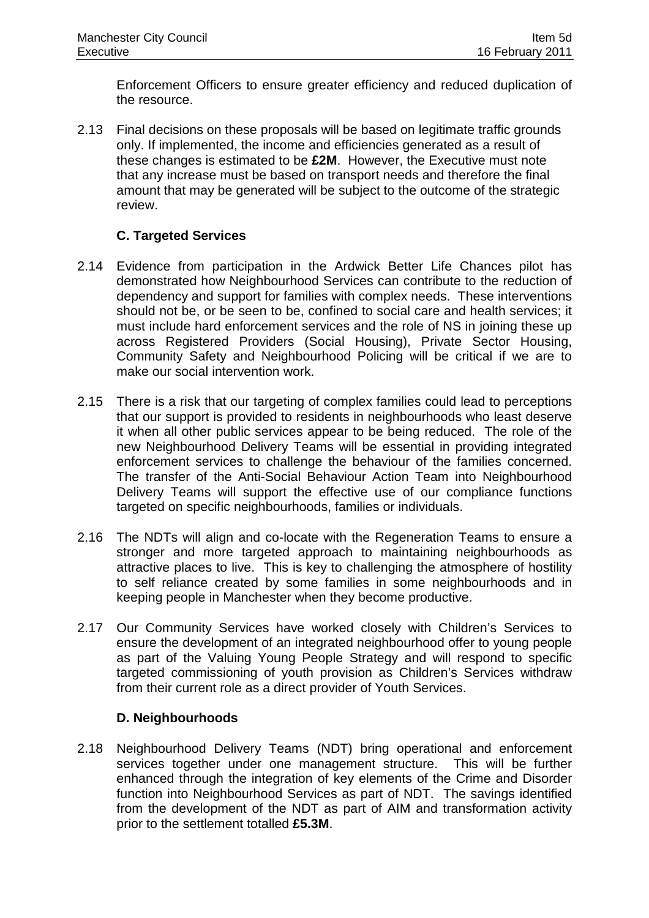Enforcement Officers to ensure greater efficiency and reduced duplication of the resource.

2.13 Final decisions on these proposals will be based on legitimate traffic grounds only. If implemented, the income and efficiencies generated as a result of these changes is estimated to be **£2M**. However, the Executive must note that any increase must be based on transport needs and therefore the final amount that may be generated will be subject to the outcome of the strategic review.

### C. Targeted Services

2.14 Evidence from participation in the Ardwick Better Life Chances pilot has demonstrated how Neighbourhood Services can contribute to the reduction of dependency and support for families with complex needs. These interventions should not be, or be seen to be, confined to social care and health services; it must include hard enforcement services and the role of NS in joining these up across Registered Providers (Social Housing), Private Sector Housing, Community Safety and Neighbourhood Policing will be critical if we are to make our social intervention work.

2.15 There is a risk that our targeting of complex families could lead to perceptions that our support is provided to residents in neighbourhoods who least deserve it when all other public services appear to be being reduced. The role of the new Neighbourhood Delivery Teams will be essential in providing integrated enforcement services to challenge the behaviour of the families concerned. The transfer of the Anti-Social Behaviour Action Team into Neighbourhood Delivery Teams will support the effective use of our compliance functions targeted on specific neighbourhoods, families or individuals.

2.16 The NDTs will align and co-locate with the Regeneration Teams to ensure a stronger and more targeted approach to maintaining neighbourhoods as attractive places to live. This is key to challenging the atmosphere of hostility to self reliance created by some families in some neighbourhoods and in keeping people in Manchester when they become productive.

2.17 Our Community Services have worked closely with Children's Services to ensure the development of an integrated neighbourhood offer to young people as part of the Valuing Young People Strategy and will respond to specific targeted commissioning of youth provision as Children's Services withdraw from their current role as a direct provider of Youth Services.

### D. Neighbourhoods

2.18 Neighbourhood Delivery Teams (NDT) bring operational and enforcement services together under one management structure. This will be further enhanced through the integration of key elements of the Crime and Disorder function into Neighbourhood Services as part of NDT. The savings identified from the development of the NDT as part of AIM and transformation activity prior to the settlement totalled **£5.3M**.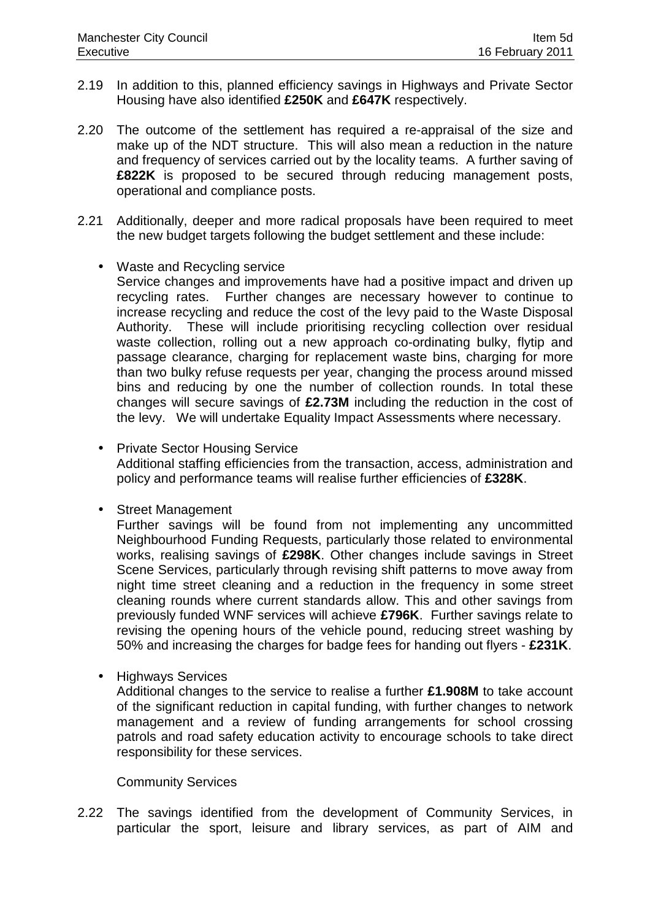2.19 In addition to this, planned efficiency savings in Highways and Private Sector Housing have also identified **£250K** and **£647K** respectively.

2.20 The outcome of the settlement has required a re-appraisal of the size and make up of the NDT structure. This will also mean a reduction in the nature and frequency of services carried out by the locality teams. A further saving of **£822K** is proposed to be secured through reducing management posts, operational and compliance posts.

2.21 Additionally, deeper and more radical proposals have been required to meet the new budget targets following the budget settlement and these include:

- Waste and Recycling service
  Service changes and improvements have had a positive impact and driven up recycling rates. Further changes are necessary however to continue to increase recycling and reduce the cost of the levy paid to the Waste Disposal Authority. These will include prioritising recycling collection over residual waste collection, rolling out a new approach co-ordinating bulky, flytip and passage clearance, charging for replacement waste bins, charging for more than two bulky refuse requests per year, changing the process around missed bins and reducing by one the number of collection rounds. In total these changes will secure savings of **£2.73M** including the reduction in the cost of the levy. We will undertake Equality Impact Assessments where necessary.

- Private Sector Housing Service
  Additional staffing efficiencies from the transaction, access, administration and policy and performance teams will realise further efficiencies of **£328K**.

- Street Management
  Further savings will be found from not implementing any uncommitted Neighbourhood Funding Requests, particularly those related to environmental works, realising savings of **£298K**. Other changes include savings in Street Scene Services, particularly through revising shift patterns to move away from night time street cleaning and a reduction in the frequency in some street cleaning rounds where current standards allow. This and other savings from previously funded WNF services will achieve **£796K**. Further savings relate to revising the opening hours of the vehicle pound, reducing street washing by 50% and increasing the charges for badge fees for handing out flyers - **£231K**.

- Highways Services
  Additional changes to the service to realise a further **£1.908M** to take account of the significant reduction in capital funding, with further changes to network management and a review of funding arrangements for school crossing patrols and road safety education activity to encourage schools to take direct responsibility for these services.

Community Services

2.22 The savings identified from the development of Community Services, in particular the sport, leisure and library services, as part of AIM and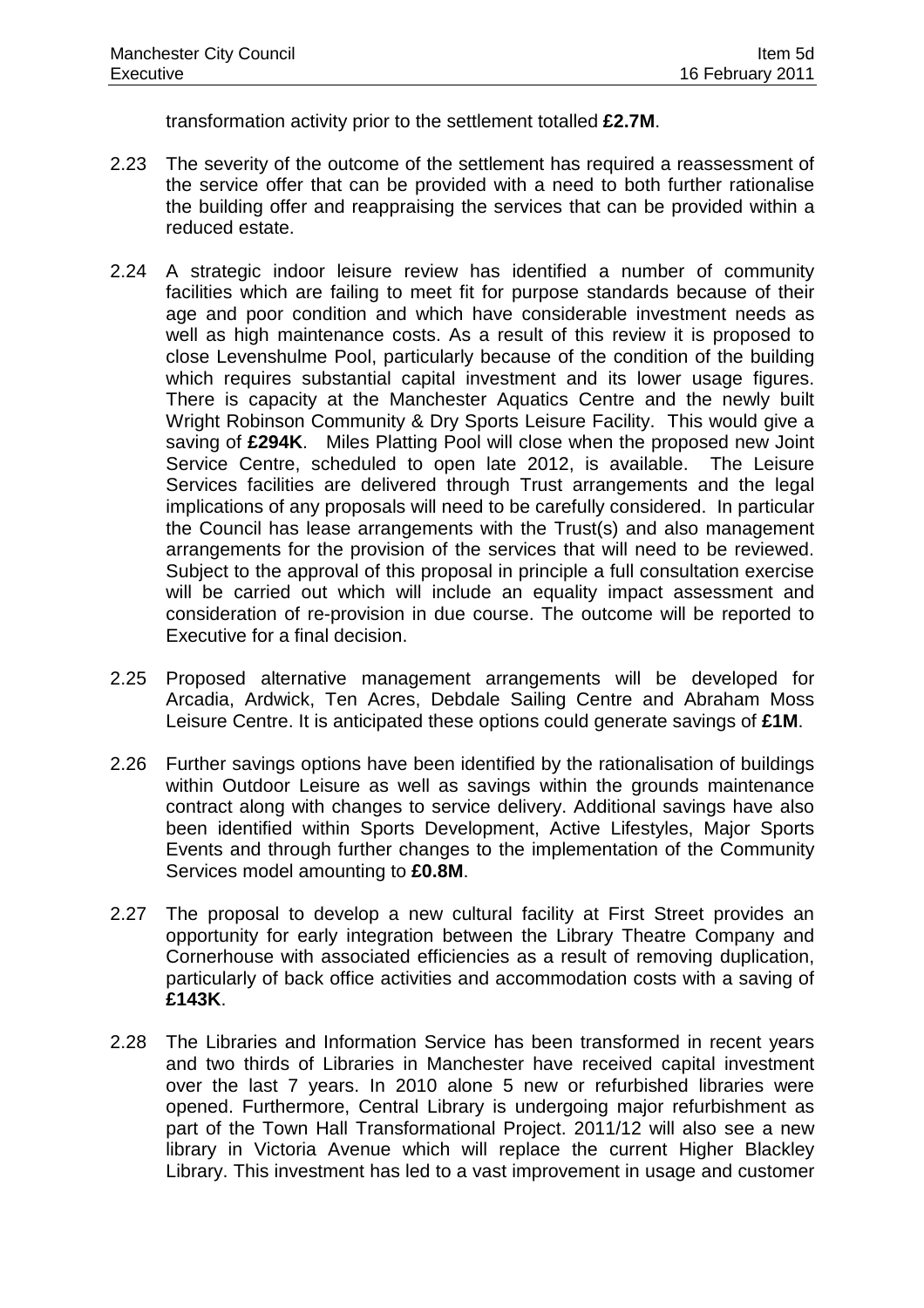transformation activity prior to the settlement totalled **£2.7M**.

2.23 The severity of the outcome of the settlement has required a reassessment of the service offer that can be provided with a need to both further rationalise the building offer and reappraising the services that can be provided within a reduced estate.

2.24 A strategic indoor leisure review has identified a number of community facilities which are failing to meet fit for purpose standards because of their age and poor condition and which have considerable investment needs as well as high maintenance costs. As a result of this review it is proposed to close Levenshulme Pool, particularly because of the condition of the building which requires substantial capital investment and its lower usage figures. There is capacity at the Manchester Aquatics Centre and the newly built Wright Robinson Community & Dry Sports Leisure Facility. This would give a saving of **£294K**. Miles Platting Pool will close when the proposed new Joint Service Centre, scheduled to open late 2012, is available. The Leisure Services facilities are delivered through Trust arrangements and the legal implications of any proposals will need to be carefully considered. In particular the Council has lease arrangements with the Trust(s) and also management arrangements for the provision of the services that will need to be reviewed. Subject to the approval of this proposal in principle a full consultation exercise will be carried out which will include an equality impact assessment and consideration of re-provision in due course. The outcome will be reported to Executive for a final decision.

2.25 Proposed alternative management arrangements will be developed for Arcadia, Ardwick, Ten Acres, Debdale Sailing Centre and Abraham Moss Leisure Centre. It is anticipated these options could generate savings of **£1M**.

2.26 Further savings options have been identified by the rationalisation of buildings within Outdoor Leisure as well as savings within the grounds maintenance contract along with changes to service delivery. Additional savings have also been identified within Sports Development, Active Lifestyles, Major Sports Events and through further changes to the implementation of the Community Services model amounting to **£0.8M**.

2.27 The proposal to develop a new cultural facility at First Street provides an opportunity for early integration between the Library Theatre Company and Cornerhouse with associated efficiencies as a result of removing duplication, particularly of back office activities and accommodation costs with a saving of **£143K**.

2.28 The Libraries and Information Service has been transformed in recent years and two thirds of Libraries in Manchester have received capital investment over the last 7 years. In 2010 alone 5 new or refurbished libraries were opened. Furthermore, Central Library is undergoing major refurbishment as part of the Town Hall Transformational Project. 2011/12 will also see a new library in Victoria Avenue which will replace the current Higher Blackley Library. This investment has led to a vast improvement in usage and customer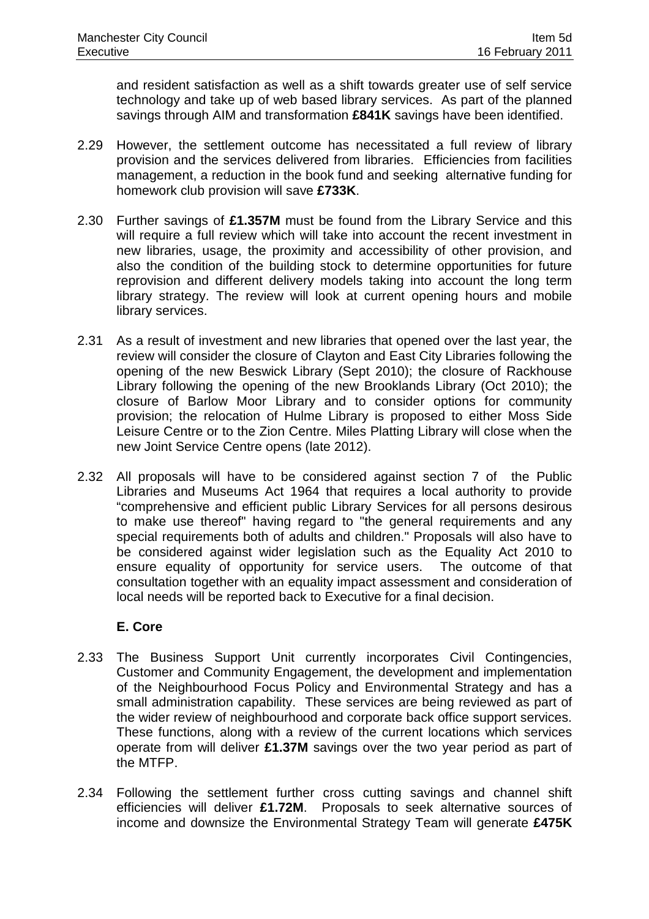and resident satisfaction as well as a shift towards greater use of self service technology and take up of web based library services. As part of the planned savings through AIM and transformation **£841K** savings have been identified.

2.29 However, the settlement outcome has necessitated a full review of library provision and the services delivered from libraries. Efficiencies from facilities management, a reduction in the book fund and seeking alternative funding for homework club provision will save **£733K**.

2.30 Further savings of **£1.357M** must be found from the Library Service and this will require a full review which will take into account the recent investment in new libraries, usage, the proximity and accessibility of other provision, and also the condition of the building stock to determine opportunities for future reprovision and different delivery models taking into account the long term library strategy. The review will look at current opening hours and mobile library services.

2.31 As a result of investment and new libraries that opened over the last year, the review will consider the closure of Clayton and East City Libraries following the opening of the new Beswick Library (Sept 2010); the closure of Rackhouse Library following the opening of the new Brooklands Library (Oct 2010); the closure of Barlow Moor Library and to consider options for community provision; the relocation of Hulme Library is proposed to either Moss Side Leisure Centre or to the Zion Centre. Miles Platting Library will close when the new Joint Service Centre opens (late 2012).

2.32 All proposals will have to be considered against section 7 of the Public Libraries and Museums Act 1964 that requires a local authority to provide "comprehensive and efficient public Library Services for all persons desirous to make use thereof" having regard to "the general requirements and any special requirements both of adults and children." Proposals will also have to be considered against wider legislation such as the Equality Act 2010 to ensure equality of opportunity for service users. The outcome of that consultation together with an equality impact assessment and consideration of local needs will be reported back to Executive for a final decision.

### E. Core

2.33 The Business Support Unit currently incorporates Civil Contingencies, Customer and Community Engagement, the development and implementation of the Neighbourhood Focus Policy and Environmental Strategy and has a small administration capability. These services are being reviewed as part of the wider review of neighbourhood and corporate back office support services. These functions, along with a review of the current locations which services operate from will deliver **£1.37M** savings over the two year period as part of the MTFP.

2.34 Following the settlement further cross cutting savings and channel shift efficiencies will deliver **£1.72M**. Proposals to seek alternative sources of income and downsize the Environmental Strategy Team will generate **£475K**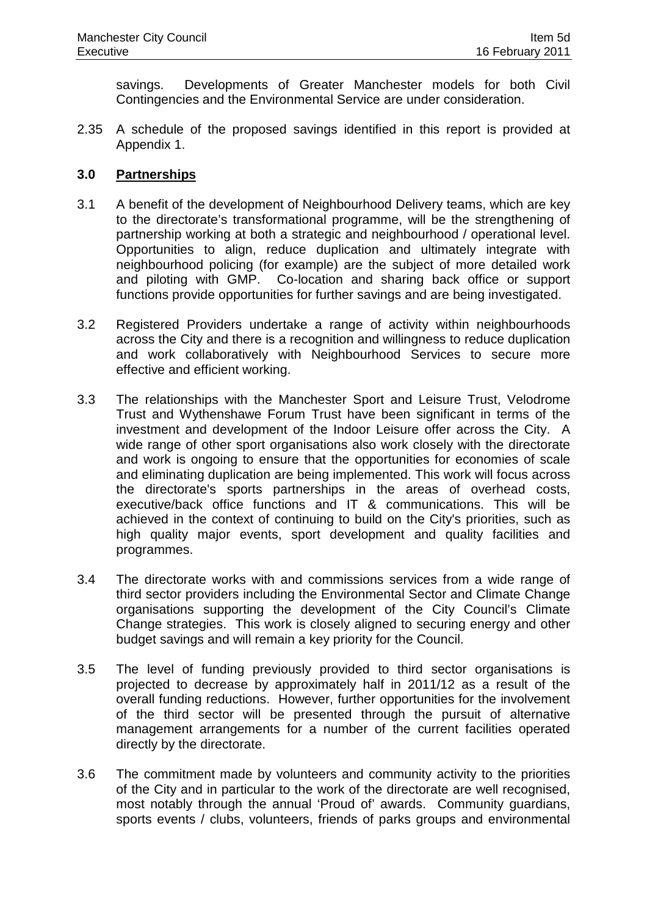savings. Developments of Greater Manchester models for both Civil Contingencies and the Environmental Service are under consideration.

2.35 A schedule of the proposed savings identified in this report is provided at Appendix 1.

## 3.0 Partnerships

3.1 A benefit of the development of Neighbourhood Delivery teams, which are key to the directorate's transformational programme, will be the strengthening of partnership working at both a strategic and neighbourhood / operational level. Opportunities to align, reduce duplication and ultimately integrate with neighbourhood policing (for example) are the subject of more detailed work and piloting with GMP. Co-location and sharing back office or support functions provide opportunities for further savings and are being investigated.

3.2 Registered Providers undertake a range of activity within neighbourhoods across the City and there is a recognition and willingness to reduce duplication and work collaboratively with Neighbourhood Services to secure more effective and efficient working.

3.3 The relationships with the Manchester Sport and Leisure Trust, Velodrome Trust and Wythenshawe Forum Trust have been significant in terms of the investment and development of the Indoor Leisure offer across the City. A wide range of other sport organisations also work closely with the directorate and work is ongoing to ensure that the opportunities for economies of scale and eliminating duplication are being implemented. This work will focus across the directorate's sports partnerships in the areas of overhead costs, executive/back office functions and IT & communications. This will be achieved in the context of continuing to build on the City's priorities, such as high quality major events, sport development and quality facilities and programmes.

3.4 The directorate works with and commissions services from a wide range of third sector providers including the Environmental Sector and Climate Change organisations supporting the development of the City Council's Climate Change strategies. This work is closely aligned to securing energy and other budget savings and will remain a key priority for the Council.

3.5 The level of funding previously provided to third sector organisations is projected to decrease by approximately half in 2011/12 as a result of the overall funding reductions. However, further opportunities for the involvement of the third sector will be presented through the pursuit of alternative management arrangements for a number of the current facilities operated directly by the directorate.

3.6 The commitment made by volunteers and community activity to the priorities of the City and in particular to the work of the directorate are well recognised, most notably through the annual 'Proud of' awards. Community guardians, sports events / clubs, volunteers, friends of parks groups and environmental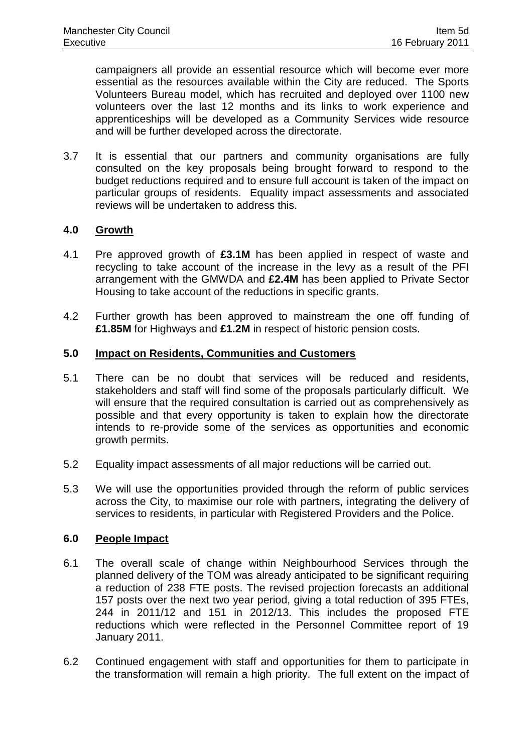campaigners all provide an essential resource which will become ever more essential as the resources available within the City are reduced. The Sports Volunteers Bureau model, which has recruited and deployed over 1100 new volunteers over the last 12 months and its links to work experience and apprenticeships will be developed as a Community Services wide resource and will be further developed across the directorate.

3.7 It is essential that our partners and community organisations are fully consulted on the key proposals being brought forward to respond to the budget reductions required and to ensure full account is taken of the impact on particular groups of residents. Equality impact assessments and associated reviews will be undertaken to address this.

## 4.0 Growth

4.1 Pre approved growth of **£3.1M** has been applied in respect of waste and recycling to take account of the increase in the levy as a result of the PFI arrangement with the GMWDA and **£2.4M** has been applied to Private Sector Housing to take account of the reductions in specific grants.

4.2 Further growth has been approved to mainstream the one off funding of **£1.85M** for Highways and **£1.2M** in respect of historic pension costs.

## 5.0 Impact on Residents, Communities and Customers

5.1 There can be no doubt that services will be reduced and residents, stakeholders and staff will find some of the proposals particularly difficult. We will ensure that the required consultation is carried out as comprehensively as possible and that every opportunity is taken to explain how the directorate intends to re-provide some of the services as opportunities and economic growth permits.

5.2 Equality impact assessments of all major reductions will be carried out.

5.3 We will use the opportunities provided through the reform of public services across the City, to maximise our role with partners, integrating the delivery of services to residents, in particular with Registered Providers and the Police.

## 6.0 People Impact

6.1 The overall scale of change within Neighbourhood Services through the planned delivery of the TOM was already anticipated to be significant requiring a reduction of 238 FTE posts. The revised projection forecasts an additional 157 posts over the next two year period, giving a total reduction of 395 FTEs, 244 in 2011/12 and 151 in 2012/13. This includes the proposed FTE reductions which were reflected in the Personnel Committee report of 19 January 2011.

6.2 Continued engagement with staff and opportunities for them to participate in the transformation will remain a high priority. The full extent on the impact of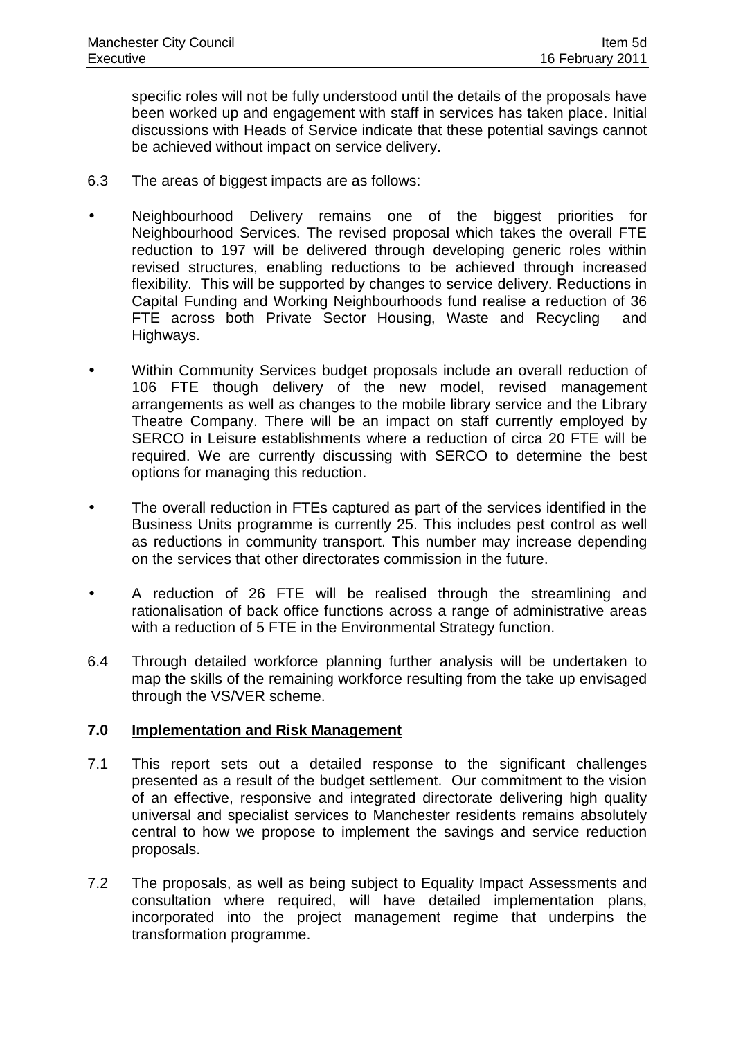specific roles will not be fully understood until the details of the proposals have been worked up and engagement with staff in services has taken place. Initial discussions with Heads of Service indicate that these potential savings cannot be achieved without impact on service delivery.

6.3 The areas of biggest impacts are as follows:

- Neighbourhood Delivery remains one of the biggest priorities for Neighbourhood Services. The revised proposal which takes the overall FTE reduction to 197 will be delivered through developing generic roles within revised structures, enabling reductions to be achieved through increased flexibility. This will be supported by changes to service delivery. Reductions in Capital Funding and Working Neighbourhoods fund realise a reduction of 36 FTE across both Private Sector Housing, Waste and Recycling and Highways.

- Within Community Services budget proposals include an overall reduction of 106 FTE though delivery of the new model, revised management arrangements as well as changes to the mobile library service and the Library Theatre Company. There will be an impact on staff currently employed by SERCO in Leisure establishments where a reduction of circa 20 FTE will be required. We are currently discussing with SERCO to determine the best options for managing this reduction.

- The overall reduction in FTEs captured as part of the services identified in the Business Units programme is currently 25. This includes pest control as well as reductions in community transport. This number may increase depending on the services that other directorates commission in the future.

- A reduction of 26 FTE will be realised through the streamlining and rationalisation of back office functions across a range of administrative areas with a reduction of 5 FTE in the Environmental Strategy function.

6.4 Through detailed workforce planning further analysis will be undertaken to map the skills of the remaining workforce resulting from the take up envisaged through the VS/VER scheme.

## 7.0 Implementation and Risk Management

7.1 This report sets out a detailed response to the significant challenges presented as a result of the budget settlement. Our commitment to the vision of an effective, responsive and integrated directorate delivering high quality universal and specialist services to Manchester residents remains absolutely central to how we propose to implement the savings and service reduction proposals.

7.2 The proposals, as well as being subject to Equality Impact Assessments and consultation where required, will have detailed implementation plans, incorporated into the project management regime that underpins the transformation programme.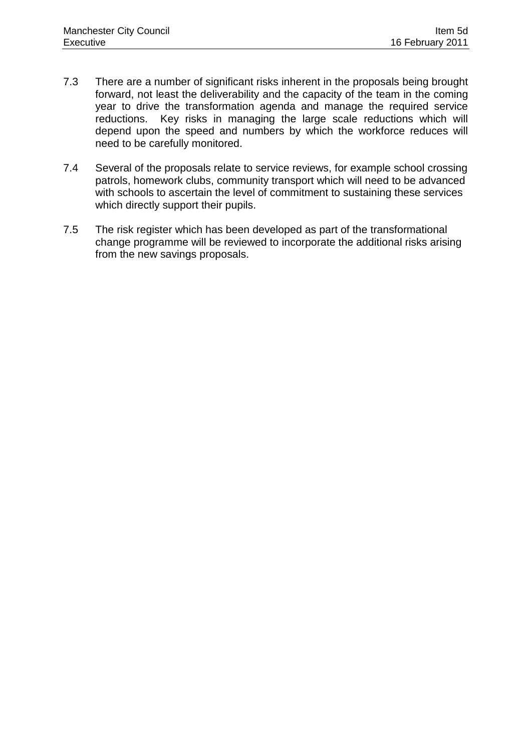7.3 There are a number of significant risks inherent in the proposals being brought forward, not least the deliverability and the capacity of the team in the coming year to drive the transformation agenda and manage the required service reductions. Key risks in managing the large scale reductions which will depend upon the speed and numbers by which the workforce reduces will need to be carefully monitored.

7.4 Several of the proposals relate to service reviews, for example school crossing patrols, homework clubs, community transport which will need to be advanced with schools to ascertain the level of commitment to sustaining these services which directly support their pupils.

7.5 The risk register which has been developed as part of the transformational change programme will be reviewed to incorporate the additional risks arising from the new savings proposals.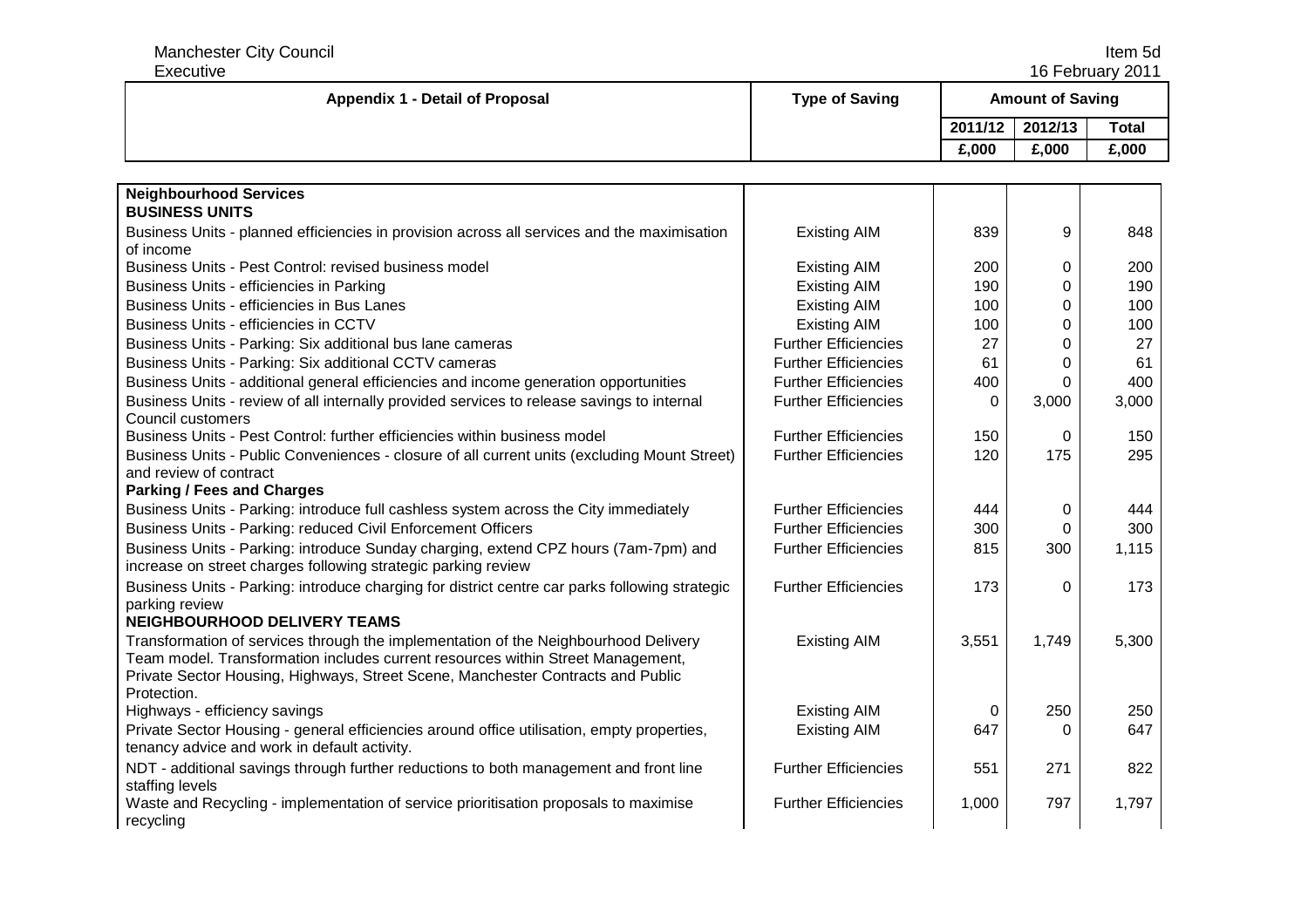| Appendix 1 - Detail of Proposal | Type of Saving | Amount of Saving | | |
|---|---|---|---|---|
| | | 2011/12 | 2012/13 | Total |
| | | £,000 | £,000 | £,000 |
| **Neighbourhood Services** | | | | |
| **BUSINESS UNITS** | | | | |
| Business Units - planned efficiencies in provision across all services and the maximisation of income | Existing AIM | 839 | 9 | 848 |
| Business Units - Pest Control: revised business model | Existing AIM | 200 | 0 | 200 |
| Business Units - efficiencies in Parking | Existing AIM | 190 | 0 | 190 |
| Business Units - efficiencies in Bus Lanes | Existing AIM | 100 | 0 | 100 |
| Business Units - efficiencies in CCTV | Existing AIM | 100 | 0 | 100 |
| Business Units - Parking: Six additional bus lane cameras | Further Efficiencies | 27 | 0 | 27 |
| Business Units - Parking: Six additional CCTV cameras | Further Efficiencies | 61 | 0 | 61 |
| Business Units - additional general efficiencies and income generation opportunities | Further Efficiencies | 400 | 0 | 400 |
| Business Units - review of all internally provided services to release savings to internal Council customers | Further Efficiencies | 0 | 3,000 | 3,000 |
| Business Units - Pest Control: further efficiencies within business model | Further Efficiencies | 150 | 0 | 150 |
| Business Units - Public Conveniences - closure of all current units (excluding Mount Street) and review of contract | Further Efficiencies | 120 | 175 | 295 |
| **Parking / Fees and Charges** | | | | |
| Business Units - Parking: introduce full cashless system across the City immediately | Further Efficiencies | 444 | 0 | 444 |
| Business Units - Parking: reduced Civil Enforcement Officers | Further Efficiencies | 300 | 0 | 300 |
| Business Units - Parking: introduce Sunday charging, extend CPZ hours (7am-7pm) and increase on street charges following strategic parking review | Further Efficiencies | 815 | 300 | 1,115 |
| Business Units - Parking: introduce charging for district centre car parks following strategic parking review | Further Efficiencies | 173 | 0 | 173 |
| **NEIGHBOURHOOD DELIVERY TEAMS** | | | | |
| Transformation of services through the implementation of the Neighbourhood Delivery Team model. Transformation includes current resources within Street Management, Private Sector Housing, Highways, Street Scene, Manchester Contracts and Public Protection. | Existing AIM | 3,551 | 1,749 | 5,300 |
| Highways - efficiency savings | Existing AIM | 0 | 250 | 250 |
| Private Sector Housing - general efficiencies around office utilisation, empty properties, tenancy advice and work in default activity. | Existing AIM | 647 | 0 | 647 |
| NDT - additional savings through further reductions to both management and front line staffing levels | Further Efficiencies | 551 | 271 | 822 |
| Waste and Recycling - implementation of service prioritisation proposals to maximise recycling | Further Efficiencies | 1,000 | 797 | 1,797 |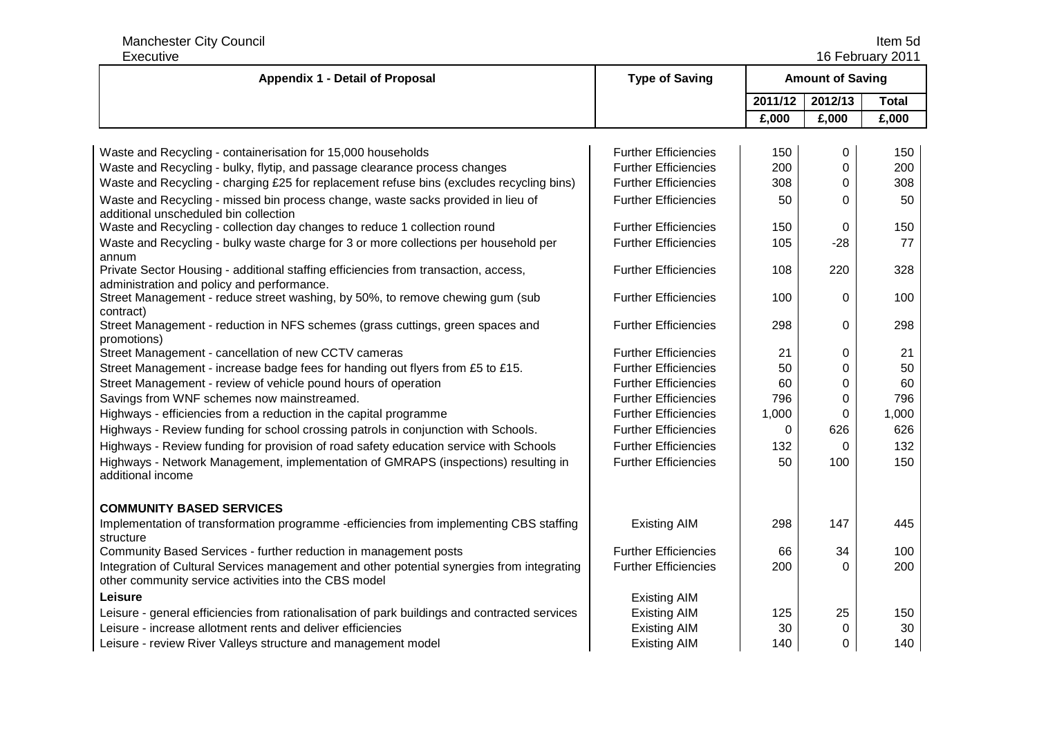| Appendix 1 - Detail of Proposal | Type of Saving | Amount of Saving | | |
|---|---|---|---|---|
| | | 2011/12 | 2012/13 | Total |
| | | £,000 | £,000 | £,000 |
| Waste and Recycling - containerisation for 15,000 households | Further Efficiencies | 150 | 0 | 150 |
| Waste and Recycling - bulky, flytip, and passage clearance process changes | Further Efficiencies | 200 | 0 | 200 |
| Waste and Recycling - charging £25 for replacement refuse bins (excludes recycling bins) | Further Efficiencies | 308 | 0 | 308 |
| Waste and Recycling - missed bin process change, waste sacks provided in lieu of additional unscheduled bin collection | Further Efficiencies | 50 | 0 | 50 |
| Waste and Recycling - collection day changes to reduce 1 collection round | Further Efficiencies | 150 | 0 | 150 |
| Waste and Recycling - bulky waste charge for 3 or more collections per household per annum | Further Efficiencies | 105 | -28 | 77 |
| Private Sector Housing - additional staffing efficiencies from transaction, access, administration and policy and performance. | Further Efficiencies | 108 | 220 | 328 |
| Street Management - reduce street washing, by 50%, to remove chewing gum (sub contract) | Further Efficiencies | 100 | 0 | 100 |
| Street Management - reduction in NFS schemes (grass cuttings, green spaces and promotions) | Further Efficiencies | 298 | 0 | 298 |
| Street Management - cancellation of new CCTV cameras | Further Efficiencies | 21 | 0 | 21 |
| Street Management - increase badge fees for handing out flyers from £5 to £15. | Further Efficiencies | 50 | 0 | 50 |
| Street Management - review of vehicle pound hours of operation | Further Efficiencies | 60 | 0 | 60 |
| Savings from WNF schemes now mainstreamed. | Further Efficiencies | 796 | 0 | 796 |
| Highways - efficiencies from a reduction in the capital programme | Further Efficiencies | 1,000 | 0 | 1,000 |
| Highways - Review funding for school crossing patrols in conjunction with Schools. | Further Efficiencies | 0 | 626 | 626 |
| Highways - Review funding for provision of road safety education service with Schools | Further Efficiencies | 132 | 0 | 132 |
| Highways - Network Management, implementation of GMRAPS (inspections) resulting in additional income | Further Efficiencies | 50 | 100 | 150 |
| **COMMUNITY BASED SERVICES** | | | | |
| Implementation of transformation programme -efficiencies from implementing CBS staffing structure | Existing AIM | 298 | 147 | 445 |
| Community Based Services - further reduction in management posts | Further Efficiencies | 66 | 34 | 100 |
| Integration of Cultural Services management and other potential synergies from integrating other community service activities into the CBS model | Further Efficiencies | 200 | 0 | 200 |
| **Leisure** | Existing AIM | | | |
| Leisure - general efficiencies from rationalisation of park buildings and contracted services | Existing AIM | 125 | 25 | 150 |
| Leisure - increase allotment rents and deliver efficiencies | Existing AIM | 30 | 0 | 30 |
| Leisure - review River Valleys structure and management model | Existing AIM | 140 | 0 | 140 |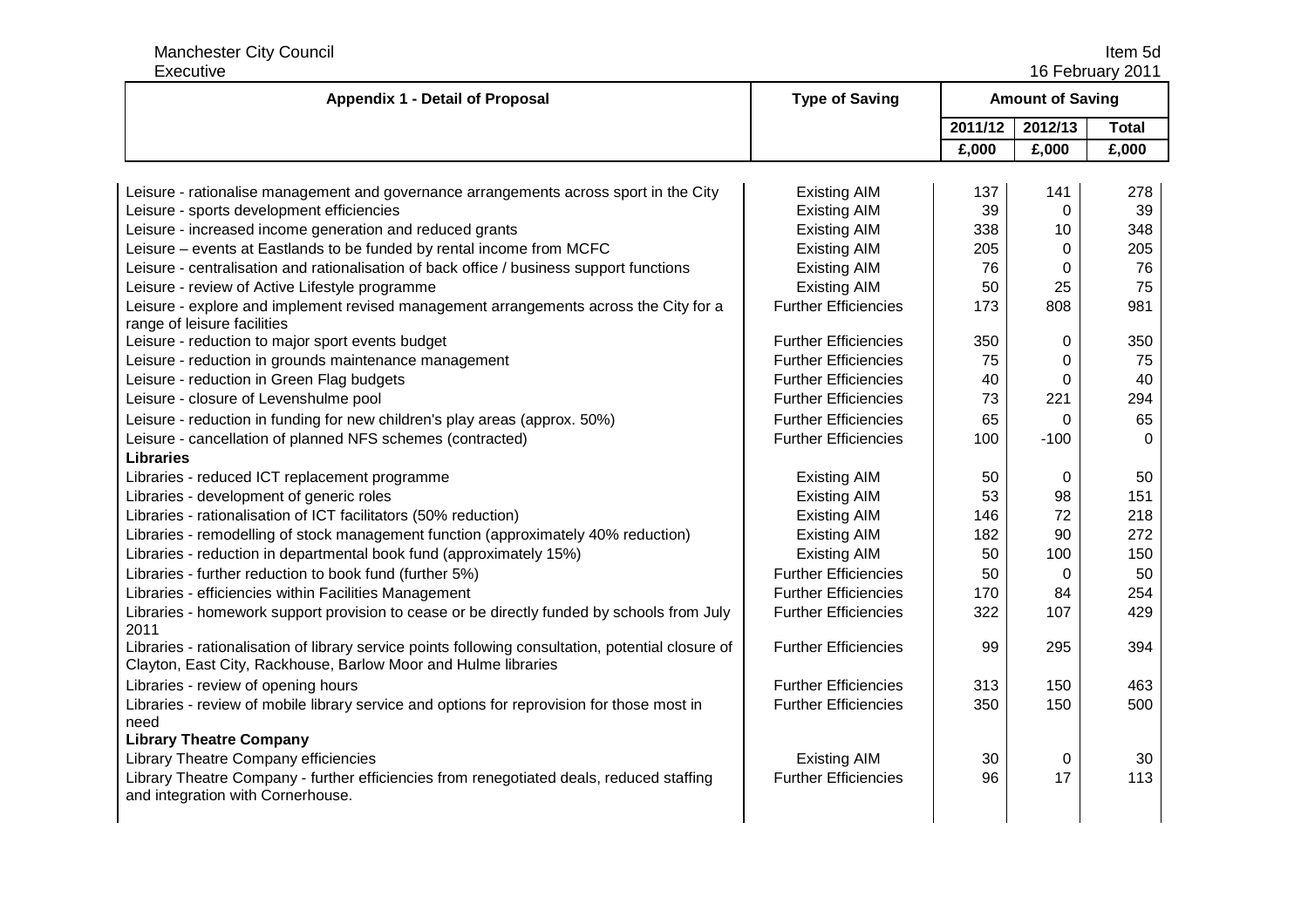| Appendix 1 - Detail of Proposal | Type of Saving | Amount of Saving | | |
|---|---|---|---|---|
| | | 2011/12 | 2012/13 | Total |
| | | £,000 | £,000 | £,000 |
| Leisure - rationalise management and governance arrangements across sport in the City | Existing AIM | 137 | 141 | 278 |
| Leisure - sports development efficiencies | Existing AIM | 39 | 0 | 39 |
| Leisure - increased income generation and reduced grants | Existing AIM | 338 | 10 | 348 |
| Leisure – events at Eastlands to be funded by rental income from MCFC | Existing AIM | 205 | 0 | 205 |
| Leisure - centralisation and rationalisation of back office / business support functions | Existing AIM | 76 | 0 | 76 |
| Leisure - review of Active Lifestyle programme | Existing AIM | 50 | 25 | 75 |
| Leisure - explore and implement revised management arrangements across the City for a range of leisure facilities | Further Efficiencies | 173 | 808 | 981 |
| Leisure - reduction to major sport events budget | Further Efficiencies | 350 | 0 | 350 |
| Leisure - reduction in grounds maintenance management | Further Efficiencies | 75 | 0 | 75 |
| Leisure - reduction in Green Flag budgets | Further Efficiencies | 40 | 0 | 40 |
| Leisure - closure of Levenshulme pool | Further Efficiencies | 73 | 221 | 294 |
| Leisure - reduction in funding for new children's play areas (approx. 50%) | Further Efficiencies | 65 | 0 | 65 |
| Leisure - cancellation of planned NFS schemes (contracted) | Further Efficiencies | 100 | -100 | 0 |
| **Libraries** | | | | |
| Libraries - reduced ICT replacement programme | Existing AIM | 50 | 0 | 50 |
| Libraries - development of generic roles | Existing AIM | 53 | 98 | 151 |
| Libraries - rationalisation of ICT facilitators (50% reduction) | Existing AIM | 146 | 72 | 218 |
| Libraries - remodelling of stock management function (approximately 40% reduction) | Existing AIM | 182 | 90 | 272 |
| Libraries - reduction in departmental book fund (approximately 15%) | Existing AIM | 50 | 100 | 150 |
| Libraries - further reduction to book fund (further 5%) | Further Efficiencies | 50 | 0 | 50 |
| Libraries - efficiencies within Facilities Management | Further Efficiencies | 170 | 84 | 254 |
| Libraries - homework support provision to cease or be directly funded by schools from July 2011 | Further Efficiencies | 322 | 107 | 429 |
| Libraries - rationalisation of library service points following consultation, potential closure of Clayton, East City, Rackhouse, Barlow Moor and Hulme libraries | Further Efficiencies | 99 | 295 | 394 |
| Libraries - review of opening hours | Further Efficiencies | 313 | 150 | 463 |
| Libraries - review of mobile library service and options for reprovision for those most in need | Further Efficiencies | 350 | 150 | 500 |
| **Library Theatre Company** | | | | |
| Library Theatre Company efficiencies | Existing AIM | 30 | 0 | 30 |
| Library Theatre Company - further efficiencies from renegotiated deals, reduced staffing and integration with Cornerhouse. | Further Efficiencies | 96 | 17 | 113 |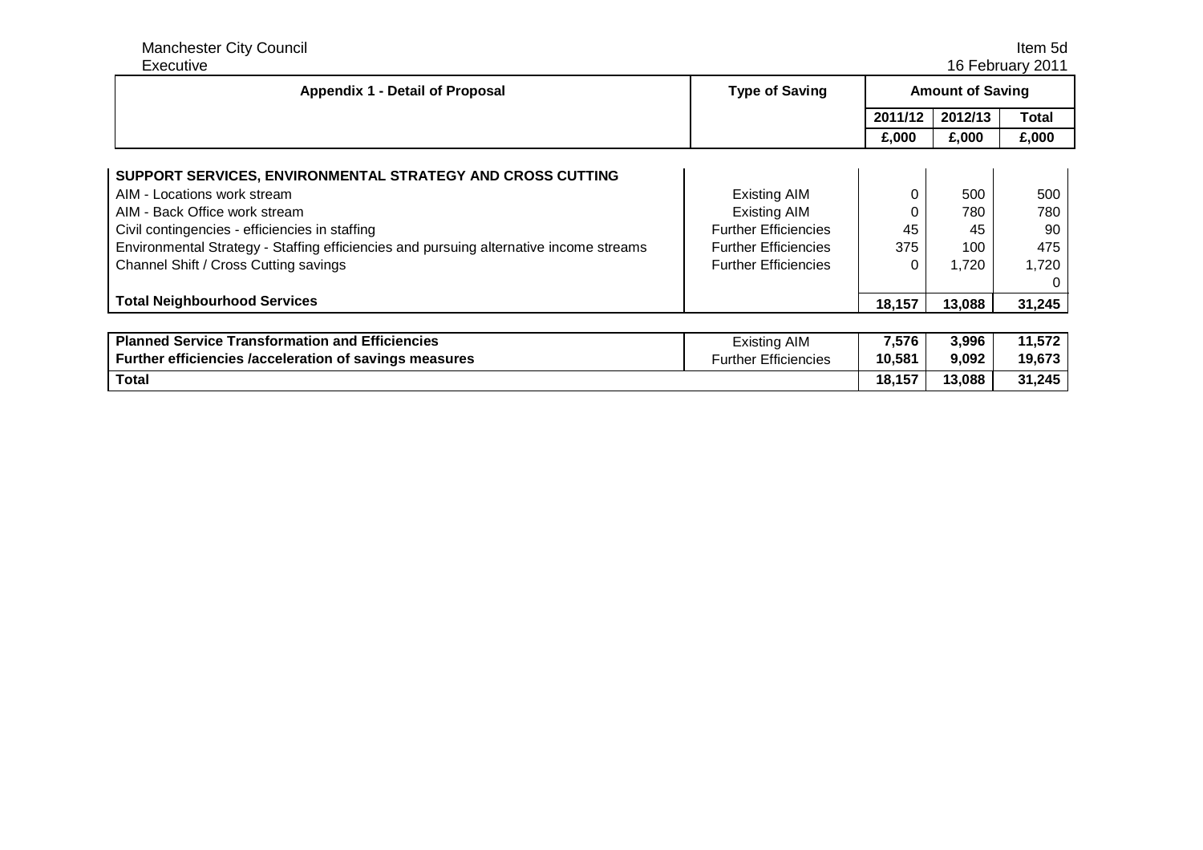Manchester City Council
Executive

Item 5d
16 February 2011

| Appendix 1 - Detail of Proposal | Type of Saving | Amount of Saving | | |
|---|---|---|---|---|
| | | 2011/12 | 2012/13 | Total |
| | | £,000 | £,000 | £,000 |
| **SUPPORT SERVICES, ENVIRONMENTAL STRATEGY AND CROSS CUTTING** | | | | |
| AIM - Locations work stream | Existing AIM | 0 | 500 | 500 |
| AIM - Back Office work stream | Existing AIM | 0 | 780 | 780 |
| Civil contingencies - efficiencies in staffing | Further Efficiencies | 45 | 45 | 90 |
| Environmental Strategy - Staffing efficiencies and pursuing alternative income streams | Further Efficiencies | 375 | 100 | 475 |
| Channel Shift / Cross Cutting savings | Further Efficiencies | 0 | 1,720 | 1,720 |
| | | | | 0 |
| **Total Neighbourhood Services** | | **18,157** | **13,088** | **31,245** |

| | | | | |
|---|---|---|---|---|
| **Planned Service Transformation and Efficiencies** | Existing AIM | **7,576** | **3,996** | **11,572** |
| **Further efficiencies /acceleration of savings measures** | Further Efficiencies | **10,581** | **9,092** | **19,673** |
| **Total** | | **18,157** | **13,088** | **31,245** |